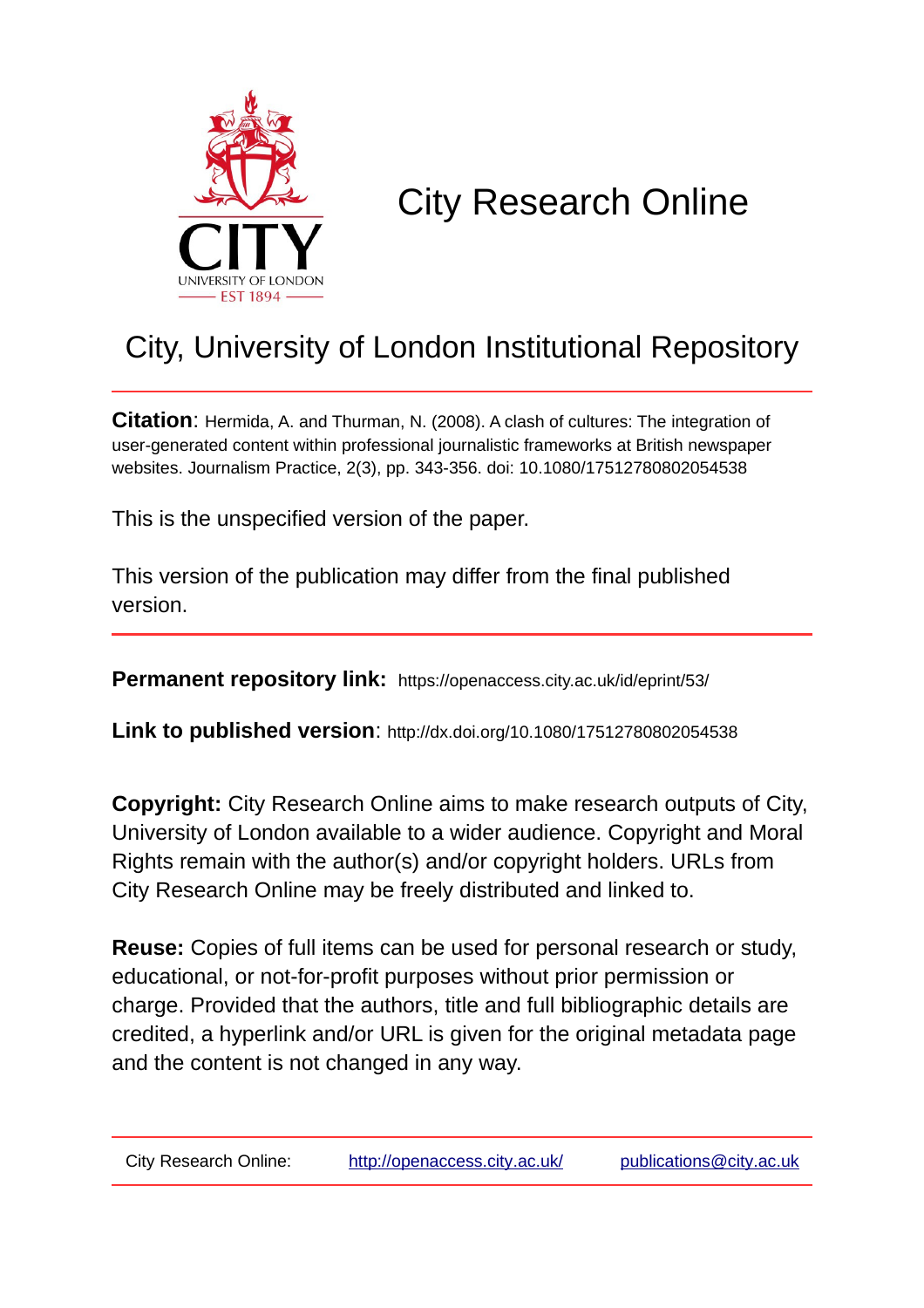CITY
UNIVERSITY OF LONDON
EST 1894

# City Research Online

## City, University of London Institutional Repository

**Citation**: Hermida, A. and Thurman, N. (2008). A clash of cultures: The integration of user-generated content within professional journalistic frameworks at British newspaper websites. Journalism Practice, 2(3), pp. 343-356. doi: 10.1080/17512780802054538

This is the unspecified version of the paper.

This version of the publication may differ from the final published version.

**Permanent repository link:** https://openaccess.city.ac.uk/id/eprint/53/

**Link to published version**: http://dx.doi.org/10.1080/17512780802054538

**Copyright:** City Research Online aims to make research outputs of City, University of London available to a wider audience. Copyright and Moral Rights remain with the author(s) and/or copyright holders. URLs from City Research Online may be freely distributed and linked to.

**Reuse:** Copies of full items can be used for personal research or study, educational, or not-for-profit purposes without prior permission or charge. Provided that the authors, title and full bibliographic details are credited, a hyperlink and/or URL is given for the original metadata page and the content is not changed in any way.

City Research Online: http://openaccess.city.ac.uk/ publications@city.ac.uk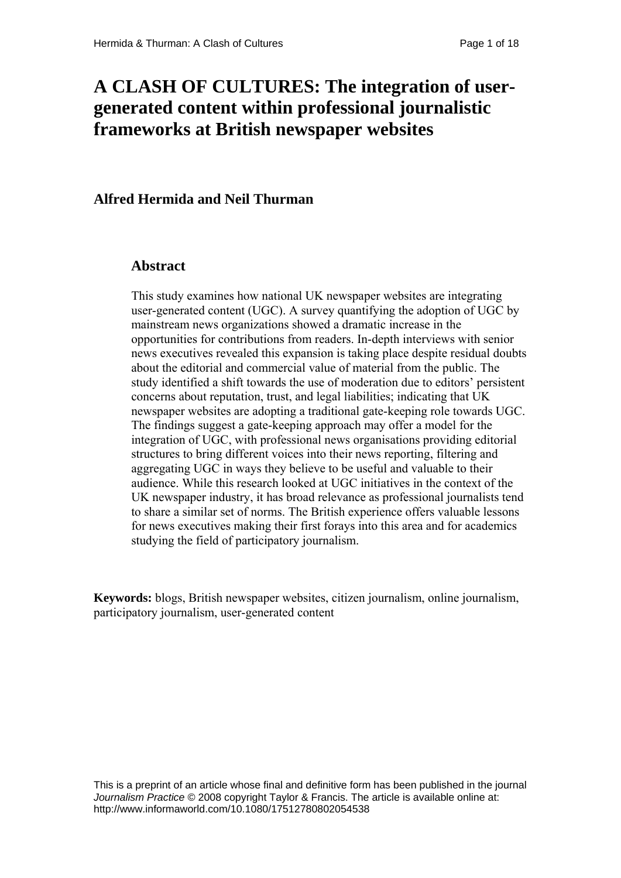# A CLASH OF CULTURES: The integration of user-generated content within professional journalistic frameworks at British newspaper websites

## Alfred Hermida and Neil Thurman

### Abstract

This study examines how national UK newspaper websites are integrating user-generated content (UGC). A survey quantifying the adoption of UGC by mainstream news organizations showed a dramatic increase in the opportunities for contributions from readers. In-depth interviews with senior news executives revealed this expansion is taking place despite residual doubts about the editorial and commercial value of material from the public. The study identified a shift towards the use of moderation due to editors' persistent concerns about reputation, trust, and legal liabilities; indicating that UK newspaper websites are adopting a traditional gate-keeping role towards UGC. The findings suggest a gate-keeping approach may offer a model for the integration of UGC, with professional news organisations providing editorial structures to bring different voices into their news reporting, filtering and aggregating UGC in ways they believe to be useful and valuable to their audience. While this research looked at UGC initiatives in the context of the UK newspaper industry, it has broad relevance as professional journalists tend to share a similar set of norms. The British experience offers valuable lessons for news executives making their first forays into this area and for academics studying the field of participatory journalism.

**Keywords:** blogs, British newspaper websites, citizen journalism, online journalism, participatory journalism, user-generated content

This is a preprint of an article whose final and definitive form has been published in the journal *Journalism Practice* © 2008 copyright Taylor & Francis. The article is available online at: http://www.informaworld.com/10.1080/17512780802054538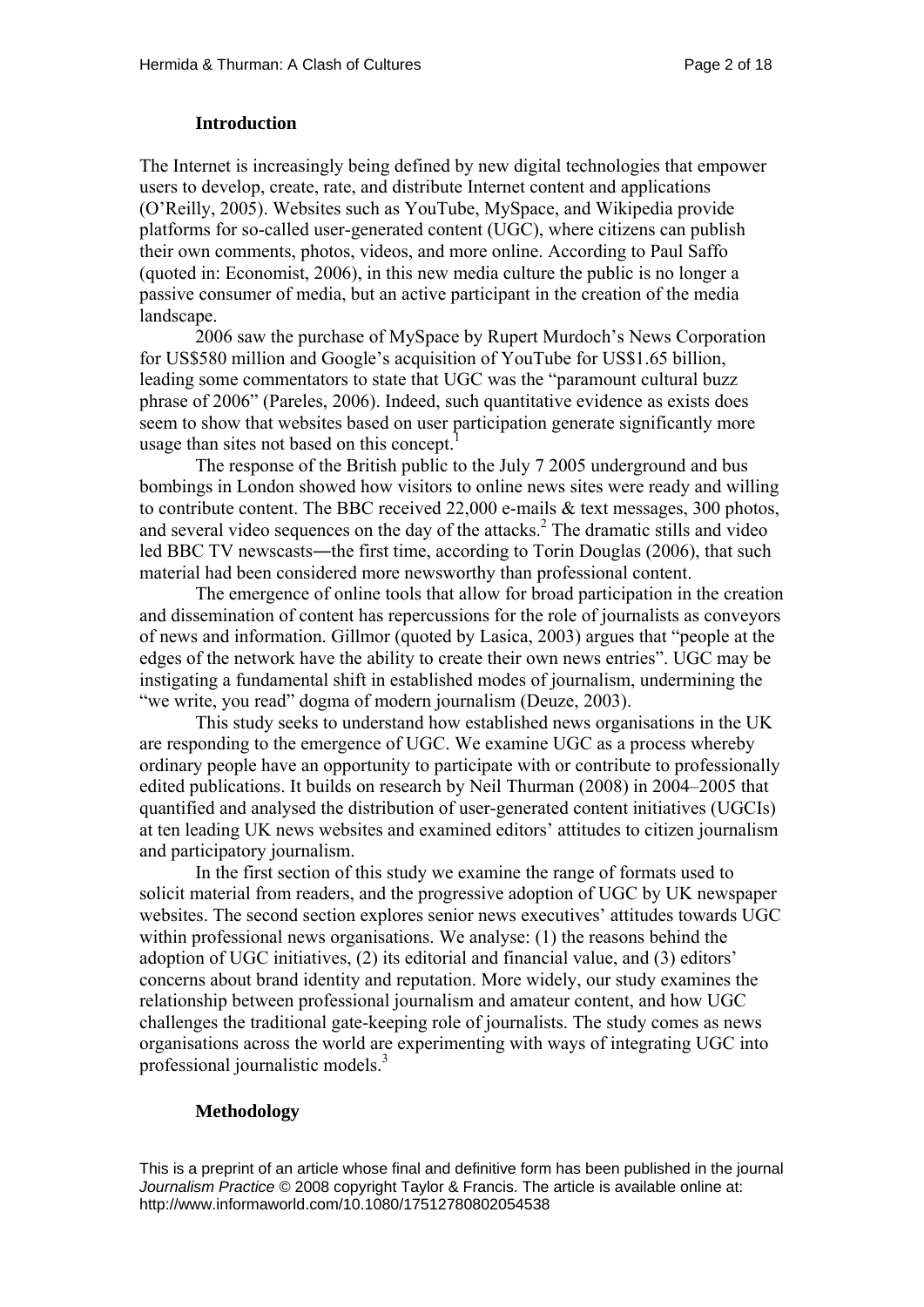## Introduction

The Internet is increasingly being defined by new digital technologies that empower users to develop, create, rate, and distribute Internet content and applications (O'Reilly, 2005). Websites such as YouTube, MySpace, and Wikipedia provide platforms for so-called user-generated content (UGC), where citizens can publish their own comments, photos, videos, and more online. According to Paul Saffo (quoted in: Economist, 2006), in this new media culture the public is no longer a passive consumer of media, but an active participant in the creation of the media landscape.

2006 saw the purchase of MySpace by Rupert Murdoch's News Corporation for US$580 million and Google's acquisition of YouTube for US$1.65 billion, leading some commentators to state that UGC was the "paramount cultural buzz phrase of 2006" (Pareles, 2006). Indeed, such quantitative evidence as exists does seem to show that websites based on user participation generate significantly more usage than sites not based on this concept.[1]

The response of the British public to the July 7 2005 underground and bus bombings in London showed how visitors to online news sites were ready and willing to contribute content. The BBC received 22,000 e-mails & text messages, 300 photos, and several video sequences on the day of the attacks.[2] The dramatic stills and video led BBC TV newscasts—the first time, according to Torin Douglas (2006), that such material had been considered more newsworthy than professional content.

The emergence of online tools that allow for broad participation in the creation and dissemination of content has repercussions for the role of journalists as conveyors of news and information. Gillmor (quoted by Lasica, 2003) argues that "people at the edges of the network have the ability to create their own news entries". UGC may be instigating a fundamental shift in established modes of journalism, undermining the "we write, you read" dogma of modern journalism (Deuze, 2003).

This study seeks to understand how established news organisations in the UK are responding to the emergence of UGC. We examine UGC as a process whereby ordinary people have an opportunity to participate with or contribute to professionally edited publications. It builds on research by Neil Thurman (2008) in 2004–2005 that quantified and analysed the distribution of user-generated content initiatives (UGCIs) at ten leading UK news websites and examined editors' attitudes to citizen journalism and participatory journalism.

In the first section of this study we examine the range of formats used to solicit material from readers, and the progressive adoption of UGC by UK newspaper websites. The second section explores senior news executives' attitudes towards UGC within professional news organisations. We analyse: (1) the reasons behind the adoption of UGC initiatives, (2) its editorial and financial value, and (3) editors' concerns about brand identity and reputation. More widely, our study examines the relationship between professional journalism and amateur content, and how UGC challenges the traditional gate-keeping role of journalists. The study comes as news organisations across the world are experimenting with ways of integrating UGC into professional journalistic models.[3]

## Methodology

This is a preprint of an article whose final and definitive form has been published in the journal *Journalism Practice* © 2008 copyright Taylor & Francis. The article is available online at: http://www.informaworld.com/10.1080/17512780802054538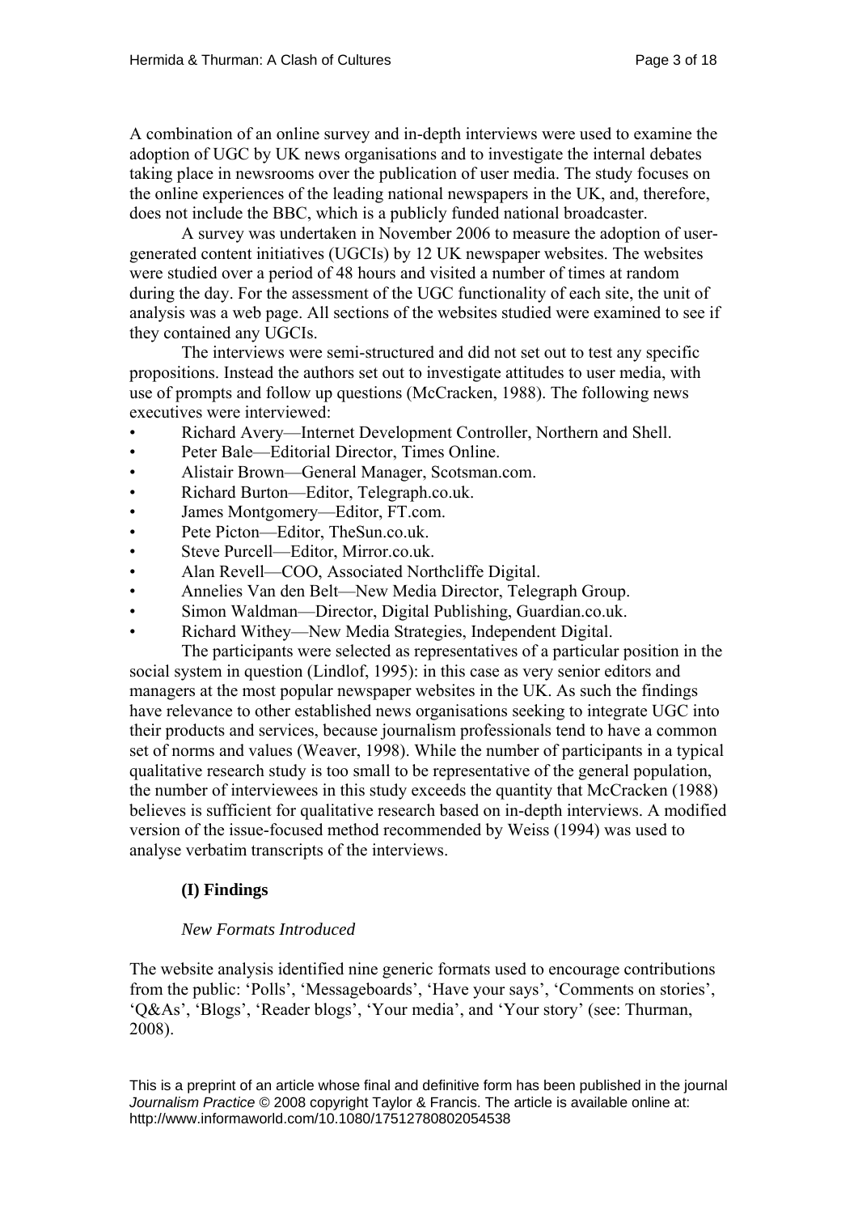A combination of an online survey and in-depth interviews were used to examine the adoption of UGC by UK news organisations and to investigate the internal debates taking place in newsrooms over the publication of user media. The study focuses on the online experiences of the leading national newspapers in the UK, and, therefore, does not include the BBC, which is a publicly funded national broadcaster.

A survey was undertaken in November 2006 to measure the adoption of user-generated content initiatives (UGCIs) by 12 UK newspaper websites. The websites were studied over a period of 48 hours and visited a number of times at random during the day. For the assessment of the UGC functionality of each site, the unit of analysis was a web page. All sections of the websites studied were examined to see if they contained any UGCIs.

The interviews were semi-structured and did not set out to test any specific propositions. Instead the authors set out to investigate attitudes to user media, with use of prompts and follow up questions (McCracken, 1988). The following news executives were interviewed:

- Richard Avery—Internet Development Controller, Northern and Shell.
- Peter Bale—Editorial Director, Times Online.
- Alistair Brown—General Manager, Scotsman.com.
- Richard Burton—Editor, Telegraph.co.uk.
- James Montgomery—Editor, FT.com.
- Pete Picton—Editor, TheSun.co.uk.
- Steve Purcell—Editor, Mirror.co.uk.
- Alan Revell—COO, Associated Northcliffe Digital.
- Annelies Van den Belt—New Media Director, Telegraph Group.
- Simon Waldman—Director, Digital Publishing, Guardian.co.uk.
- Richard Withey—New Media Strategies, Independent Digital.

The participants were selected as representatives of a particular position in the social system in question (Lindlof, 1995): in this case as very senior editors and managers at the most popular newspaper websites in the UK. As such the findings have relevance to other established news organisations seeking to integrate UGC into their products and services, because journalism professionals tend to have a common set of norms and values (Weaver, 1998). While the number of participants in a typical qualitative research study is too small to be representative of the general population, the number of interviewees in this study exceeds the quantity that McCracken (1988) believes is sufficient for qualitative research based on in-depth interviews. A modified version of the issue-focused method recommended by Weiss (1994) was used to analyse verbatim transcripts of the interviews.

## (I) Findings

### *New Formats Introduced*

The website analysis identified nine generic formats used to encourage contributions from the public: 'Polls', 'Messageboards', 'Have your says', 'Comments on stories', 'Q&As', 'Blogs', 'Reader blogs', 'Your media', and 'Your story' (see: Thurman, 2008).

This is a preprint of an article whose final and definitive form has been published in the journal *Journalism Practice* © 2008 copyright Taylor & Francis. The article is available online at: http://www.informaworld.com/10.1080/17512780802054538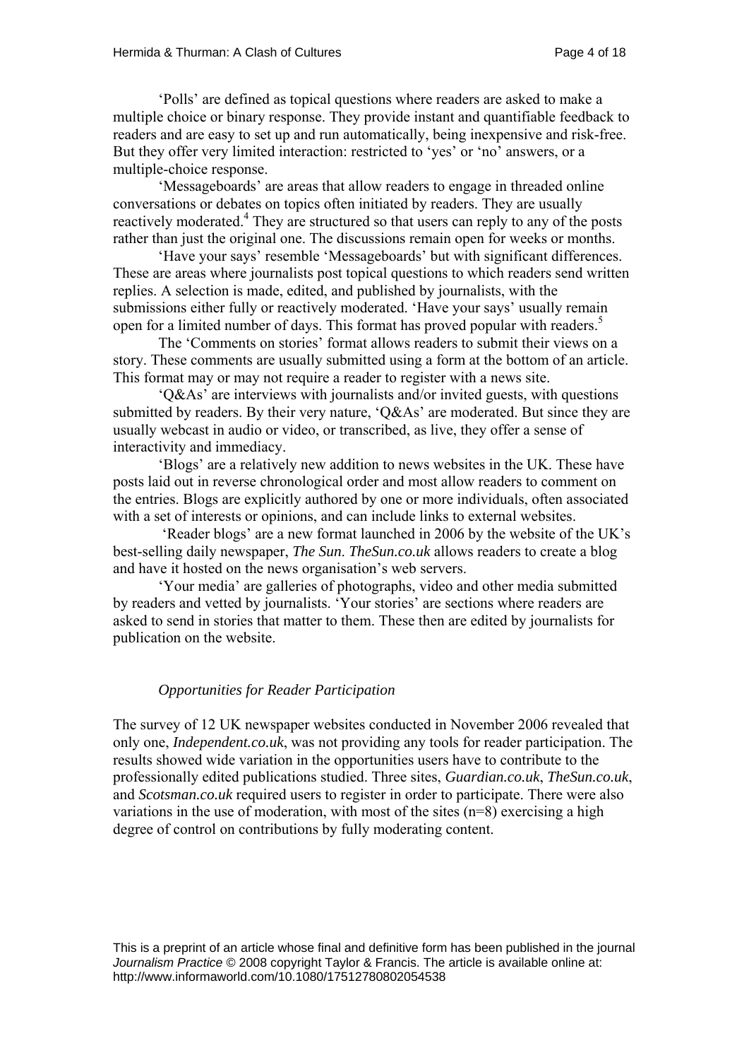'Polls' are defined as topical questions where readers are asked to make a multiple choice or binary response. They provide instant and quantifiable feedback to readers and are easy to set up and run automatically, being inexpensive and risk-free. But they offer very limited interaction: restricted to 'yes' or 'no' answers, or a multiple-choice response.

'Messageboards' are areas that allow readers to engage in threaded online conversations or debates on topics often initiated by readers. They are usually reactively moderated.[4] They are structured so that users can reply to any of the posts rather than just the original one. The discussions remain open for weeks or months.

'Have your says' resemble 'Messageboards' but with significant differences. These are areas where journalists post topical questions to which readers send written replies. A selection is made, edited, and published by journalists, with the submissions either fully or reactively moderated. 'Have your says' usually remain open for a limited number of days. This format has proved popular with readers.[5]

The 'Comments on stories' format allows readers to submit their views on a story. These comments are usually submitted using a form at the bottom of an article. This format may or may not require a reader to register with a news site.

'Q&As' are interviews with journalists and/or invited guests, with questions submitted by readers. By their very nature, 'Q&As' are moderated. But since they are usually webcast in audio or video, or transcribed, as live, they offer a sense of interactivity and immediacy.

'Blogs' are a relatively new addition to news websites in the UK. These have posts laid out in reverse chronological order and most allow readers to comment on the entries. Blogs are explicitly authored by one or more individuals, often associated with a set of interests or opinions, and can include links to external websites.

'Reader blogs' are a new format launched in 2006 by the website of the UK's best-selling daily newspaper, *The Sun*. *TheSun.co.uk* allows readers to create a blog and have it hosted on the news organisation's web servers.

'Your media' are galleries of photographs, video and other media submitted by readers and vetted by journalists. 'Your stories' are sections where readers are asked to send in stories that matter to them. These then are edited by journalists for publication on the website.

### *Opportunities for Reader Participation*

The survey of 12 UK newspaper websites conducted in November 2006 revealed that only one, *Independent.co.uk*, was not providing any tools for reader participation. The results showed wide variation in the opportunities users have to contribute to the professionally edited publications studied. Three sites, *Guardian.co.uk*, *TheSun.co.uk*, and *Scotsman.co.uk* required users to register in order to participate. There were also variations in the use of moderation, with most of the sites (n=8) exercising a high degree of control on contributions by fully moderating content.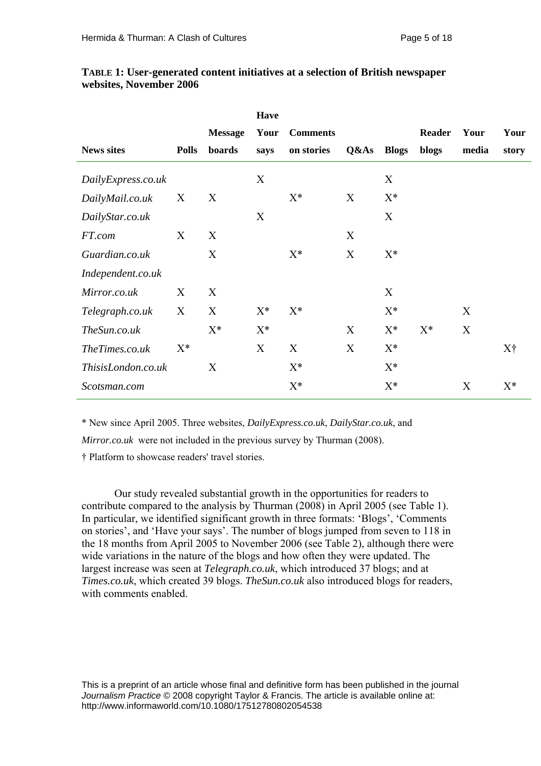**TABLE 1: User-generated content initiatives at a selection of British newspaper websites, November 2006**

| News sites | Polls | Message boards | Have Your says | Comments on stories | Q&As | Blogs | Reader blogs | Your media | Your story |
|---|---|---|---|---|---|---|---|---|---|
| *DailyExpress.co.uk* | | | X | | | X | | | |
| *DailyMail.co.uk* | X | X | | X* | X | X* | | | |
| *DailyStar.co.uk* | | | X | | | X | | | |
| *FT.com* | X | X | | | X | | | | |
| *Guardian.co.uk* | | X | | X* | X | X* | | | |
| *Independent.co.uk* | | | | | | | | | |
| *Mirror.co.uk* | X | X | | | | X | | | |
| *Telegraph.co.uk* | X | X | X* | X* | | X* | | X | |
| *TheSun.co.uk* | | X* | X* | | X | X* | X* | X | |
| *TheTimes.co.uk* | X* | | X | X | X | X* | | | X† |
| *ThisisLondon.co.uk* | | X | | X* | | X* | | | |
| *Scotsman.com* | | | | X* | | X* | | X | X* |

\* New since April 2005. Three websites, *DailyExpress.co.uk*, *DailyStar.co.uk*, and *Mirror.co.uk* were not included in the previous survey by Thurman (2008).

† Platform to showcase readers' travel stories.

Our study revealed substantial growth in the opportunities for readers to contribute compared to the analysis by Thurman (2008) in April 2005 (see Table 1). In particular, we identified significant growth in three formats: 'Blogs', 'Comments on stories', and 'Have your says'. The number of blogs jumped from seven to 118 in the 18 months from April 2005 to November 2006 (see Table 2), although there were wide variations in the nature of the blogs and how often they were updated. The largest increase was seen at *Telegraph.co.uk*, which introduced 37 blogs; and at *Times.co.uk*, which created 39 blogs. *TheSun.co.uk* also introduced blogs for readers, with comments enabled.

This is a preprint of an article whose final and definitive form has been published in the journal *Journalism Practice* © 2008 copyright Taylor & Francis. The article is available online at: http://www.informaworld.com/10.1080/17512780802054538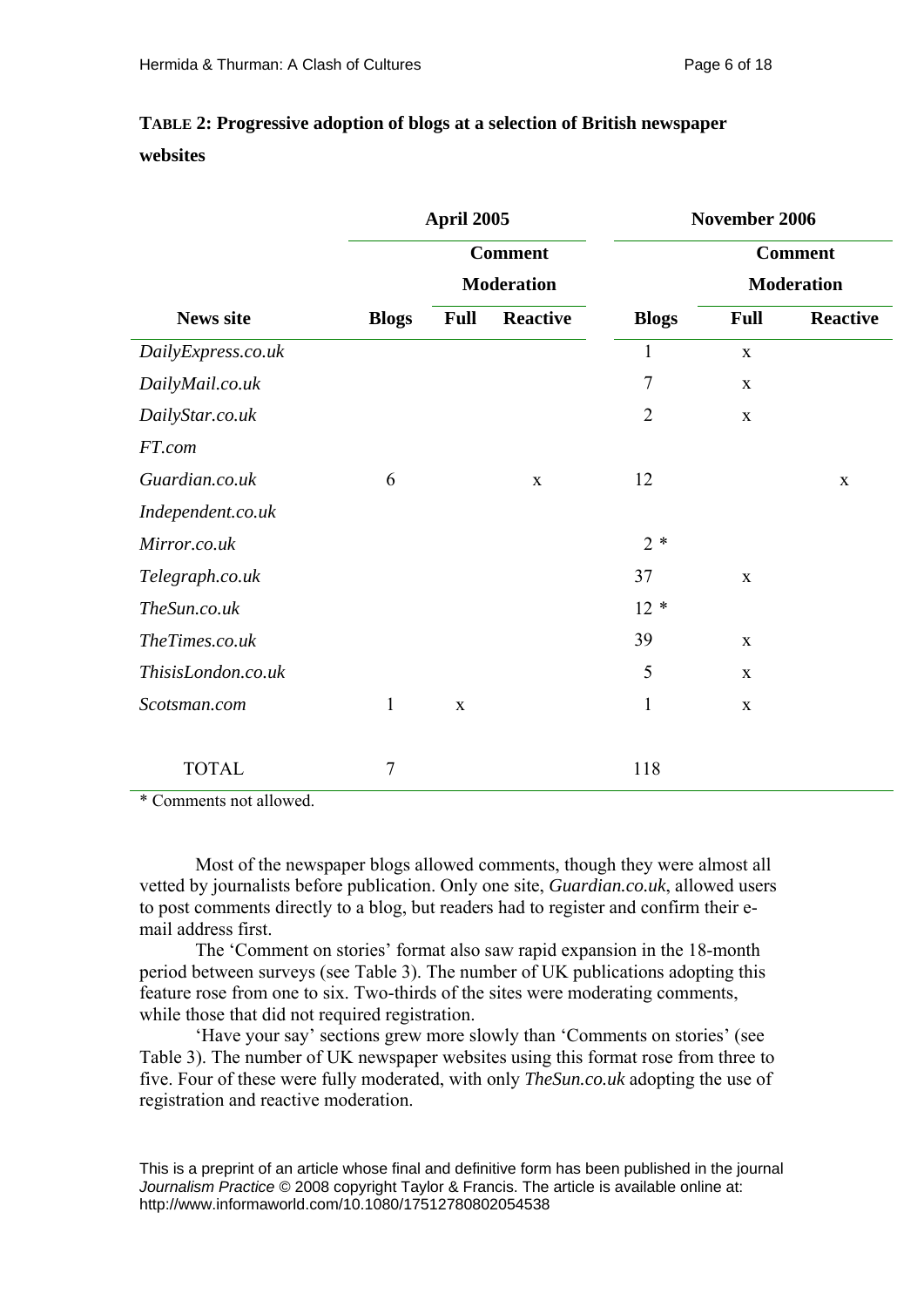**TABLE 2: Progressive adoption of blogs at a selection of British newspaper websites**

| | April 2005 | | | November 2006 | | |
|---|---|---|---|---|---|---|
| | | Comment Moderation | | | Comment Moderation | |
| **News site** | **Blogs** | **Full** | **Reactive** | **Blogs** | **Full** | **Reactive** |
| *DailyExpress.co.uk* | | | | 1 | x | |
| *DailyMail.co.uk* | | | | 7 | x | |
| *DailyStar.co.uk* | | | | 2 | x | |
| *FT.com* | | | | | | |
| *Guardian.co.uk* | 6 | | x | 12 | | x |
| *Independent.co.uk* | | | | | | |
| *Mirror.co.uk* | | | | 2 * | | |
| *Telegraph.co.uk* | | | | 37 | x | |
| *TheSun.co.uk* | | | | 12 * | | |
| *TheTimes.co.uk* | | | | 39 | x | |
| *ThisisLondon.co.uk* | | | | 5 | x | |
| *Scotsman.com* | 1 | x | | 1 | x | |
| TOTAL | 7 | | | 118 | | |

\* Comments not allowed.

Most of the newspaper blogs allowed comments, though they were almost all vetted by journalists before publication. Only one site, *Guardian.co.uk*, allowed users to post comments directly to a blog, but readers had to register and confirm their e-mail address first.

The 'Comment on stories' format also saw rapid expansion in the 18-month period between surveys (see Table 3). The number of UK publications adopting this feature rose from one to six. Two-thirds of the sites were moderating comments, while those that did not required registration.

'Have your say' sections grew more slowly than 'Comments on stories' (see Table 3). The number of UK newspaper websites using this format rose from three to five. Four of these were fully moderated, with only *TheSun.co.uk* adopting the use of registration and reactive moderation.

This is a preprint of an article whose final and definitive form has been published in the journal *Journalism Practice* © 2008 copyright Taylor & Francis. The article is available online at: http://www.informaworld.com/10.1080/17512780802054538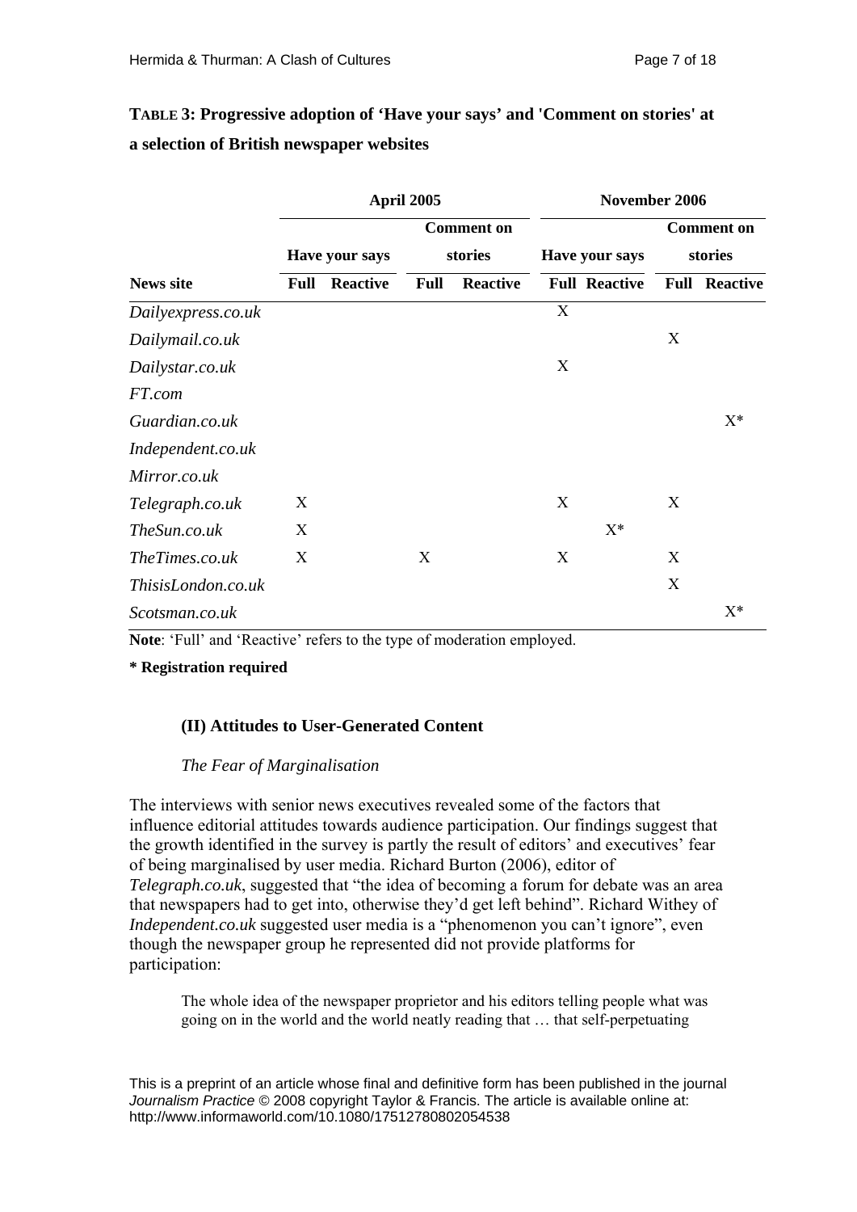**TABLE 3: Progressive adoption of 'Have your says' and 'Comment on stories' at a selection of British newspaper websites**

| | April 2005 | | | | November 2006 | | | |
|---|---|---|---|---|---|---|---|---|
| | Have your says | | Comment on stories | | Have your says | | Comment on stories | |
| **News site** | **Full** | **Reactive** | **Full** | **Reactive** | **Full** | **Reactive** | **Full** | **Reactive** |
| *Dailyexpress.co.uk* | | | | | X | | | |
| *Dailymail.co.uk* | | | | | | | X | |
| *Dailystar.co.uk* | | | | | X | | | |
| *FT.com* | | | | | | | | |
| *Guardian.co.uk* | | | | | | | | X* |
| *Independent.co.uk* | | | | | | | | |
| *Mirror.co.uk* | | | | | | | | |
| *Telegraph.co.uk* | X | | | | X | | X | |
| *TheSun.co.uk* | X | | | | | X* | | |
| *TheTimes.co.uk* | X | | X | | X | | X | |
| *ThisisLondon.co.uk* | | | | | | | X | |
| *Scotsman.co.uk* | | | | | | | | X* |

**Note**: 'Full' and 'Reactive' refers to the type of moderation employed.

**\* Registration required**

### (II) Attitudes to User-Generated Content

#### *The Fear of Marginalisation*

The interviews with senior news executives revealed some of the factors that influence editorial attitudes towards audience participation. Our findings suggest that the growth identified in the survey is partly the result of editors' and executives' fear of being marginalised by user media. Richard Burton (2006), editor of *Telegraph.co.uk*, suggested that "the idea of becoming a forum for debate was an area that newspapers had to get into, otherwise they'd get left behind". Richard Withey of *Independent.co.uk* suggested user media is a "phenomenon you can't ignore", even though the newspaper group he represented did not provide platforms for participation:

> The whole idea of the newspaper proprietor and his editors telling people what was going on in the world and the world neatly reading that … that self-perpetuating

This is a preprint of an article whose final and definitive form has been published in the journal *Journalism Practice* © 2008 copyright Taylor & Francis. The article is available online at: http://www.informaworld.com/10.1080/17512780802054538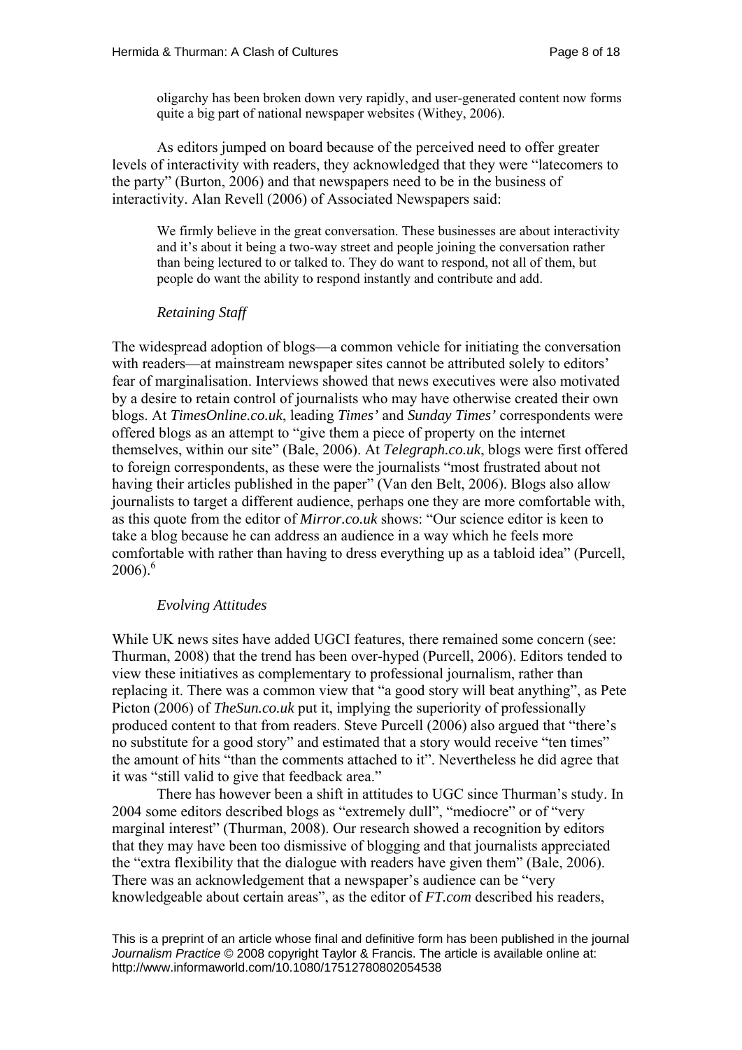> oligarchy has been broken down very rapidly, and user-generated content now forms quite a big part of national newspaper websites (Withey, 2006).

As editors jumped on board because of the perceived need to offer greater levels of interactivity with readers, they acknowledged that they were "latecomers to the party" (Burton, 2006) and that newspapers need to be in the business of interactivity. Alan Revell (2006) of Associated Newspapers said:

> We firmly believe in the great conversation. These businesses are about interactivity and it's about it being a two-way street and people joining the conversation rather than being lectured to or talked to. They do want to respond, not all of them, but people do want the ability to respond instantly and contribute and add.

### *Retaining Staff*

The widespread adoption of blogs—a common vehicle for initiating the conversation with readers—at mainstream newspaper sites cannot be attributed solely to editors' fear of marginalisation. Interviews showed that news executives were also motivated by a desire to retain control of journalists who may have otherwise created their own blogs. At *TimesOnline.co.uk*, leading *Times'* and *Sunday Times'* correspondents were offered blogs as an attempt to "give them a piece of property on the internet themselves, within our site" (Bale, 2006). At *Telegraph.co.uk*, blogs were first offered to foreign correspondents, as these were the journalists "most frustrated about not having their articles published in the paper" (Van den Belt, 2006). Blogs also allow journalists to target a different audience, perhaps one they are more comfortable with, as this quote from the editor of *Mirror.co.uk* shows: "Our science editor is keen to take a blog because he can address an audience in a way which he feels more comfortable with rather than having to dress everything up as a tabloid idea" (Purcell, 2006).[6]

### *Evolving Attitudes*

While UK news sites have added UGCI features, there remained some concern (see: Thurman, 2008) that the trend has been over-hyped (Purcell, 2006). Editors tended to view these initiatives as complementary to professional journalism, rather than replacing it. There was a common view that "a good story will beat anything", as Pete Picton (2006) of *TheSun.co.uk* put it, implying the superiority of professionally produced content to that from readers. Steve Purcell (2006) also argued that "there's no substitute for a good story" and estimated that a story would receive "ten times" the amount of hits "than the comments attached to it". Nevertheless he did agree that it was "still valid to give that feedback area."

There has however been a shift in attitudes to UGC since Thurman's study. In 2004 some editors described blogs as "extremely dull", "mediocre" or of "very marginal interest" (Thurman, 2008). Our research showed a recognition by editors that they may have been too dismissive of blogging and that journalists appreciated the "extra flexibility that the dialogue with readers have given them" (Bale, 2006). There was an acknowledgement that a newspaper's audience can be "very knowledgeable about certain areas", as the editor of *FT.com* described his readers,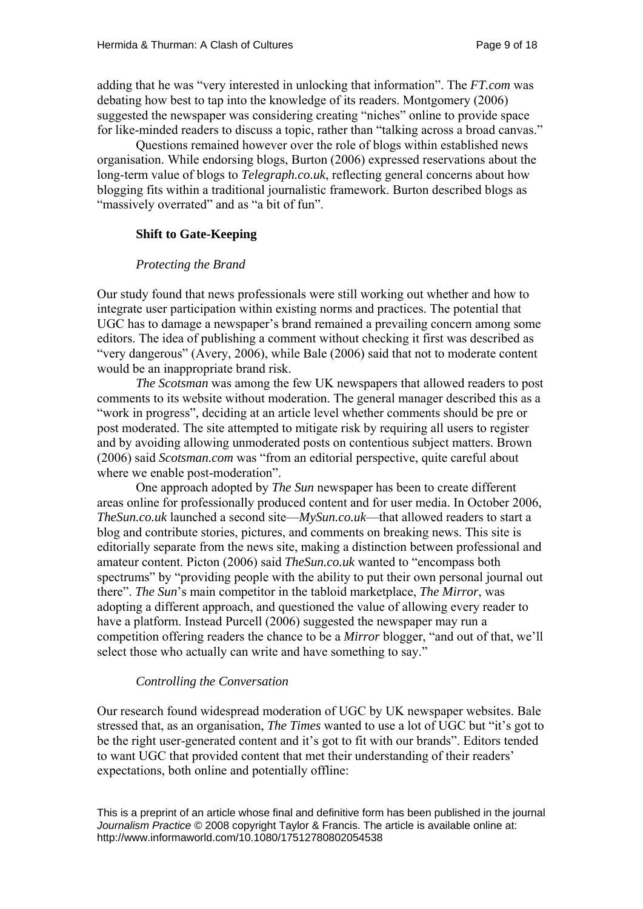adding that he was "very interested in unlocking that information". The *FT.com* was debating how best to tap into the knowledge of its readers. Montgomery (2006) suggested the newspaper was considering creating "niches" online to provide space for like-minded readers to discuss a topic, rather than "talking across a broad canvas."

Questions remained however over the role of blogs within established news organisation. While endorsing blogs, Burton (2006) expressed reservations about the long-term value of blogs to *Telegraph.co.uk*, reflecting general concerns about how blogging fits within a traditional journalistic framework. Burton described blogs as "massively overrated" and as "a bit of fun".

### Shift to Gate-Keeping

#### *Protecting the Brand*

Our study found that news professionals were still working out whether and how to integrate user participation within existing norms and practices. The potential that UGC has to damage a newspaper's brand remained a prevailing concern among some editors. The idea of publishing a comment without checking it first was described as "very dangerous" (Avery, 2006), while Bale (2006) said that not to moderate content would be an inappropriate brand risk.

*The Scotsman* was among the few UK newspapers that allowed readers to post comments to its website without moderation. The general manager described this as a "work in progress", deciding at an article level whether comments should be pre or post moderated. The site attempted to mitigate risk by requiring all users to register and by avoiding allowing unmoderated posts on contentious subject matters. Brown (2006) said *Scotsman.com* was "from an editorial perspective, quite careful about where we enable post-moderation".

One approach adopted by *The Sun* newspaper has been to create different areas online for professionally produced content and for user media. In October 2006, *TheSun.co.uk* launched a second site—*MySun.co.uk*—that allowed readers to start a blog and contribute stories, pictures, and comments on breaking news. This site is editorially separate from the news site, making a distinction between professional and amateur content. Picton (2006) said *TheSun.co.uk* wanted to "encompass both spectrums" by "providing people with the ability to put their own personal journal out there". *The Sun*'s main competitor in the tabloid marketplace, *The Mirror*, was adopting a different approach, and questioned the value of allowing every reader to have a platform. Instead Purcell (2006) suggested the newspaper may run a competition offering readers the chance to be a *Mirror* blogger, "and out of that, we'll select those who actually can write and have something to say."

#### *Controlling the Conversation*

Our research found widespread moderation of UGC by UK newspaper websites. Bale stressed that, as an organisation, *The Times* wanted to use a lot of UGC but "it's got to be the right user-generated content and it's got to fit with our brands". Editors tended to want UGC that provided content that met their understanding of their readers' expectations, both online and potentially offline:

This is a preprint of an article whose final and definitive form has been published in the journal *Journalism Practice* © 2008 copyright Taylor & Francis. The article is available online at: http://www.informaworld.com/10.1080/17512780802054538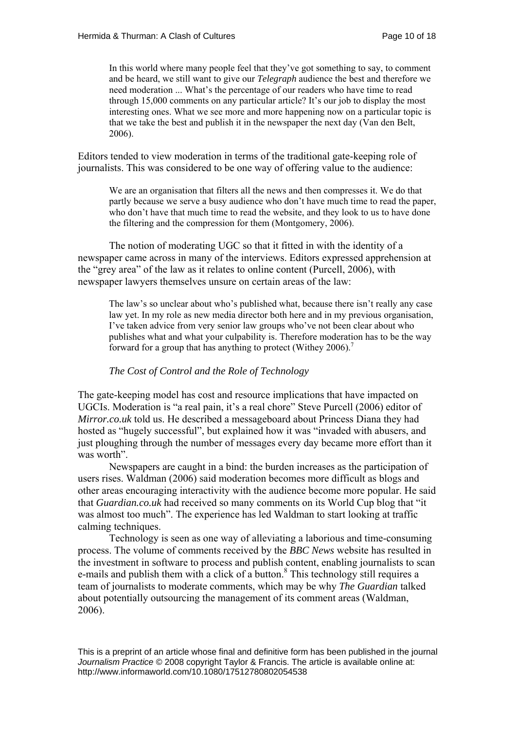> In this world where many people feel that they've got something to say, to comment and be heard, we still want to give our *Telegraph* audience the best and therefore we need moderation ... What's the percentage of our readers who have time to read through 15,000 comments on any particular article? It's our job to display the most interesting ones. What we see more and more happening now on a particular topic is that we take the best and publish it in the newspaper the next day (Van den Belt, 2006).

Editors tended to view moderation in terms of the traditional gate-keeping role of journalists. This was considered to be one way of offering value to the audience:

> We are an organisation that filters all the news and then compresses it. We do that partly because we serve a busy audience who don't have much time to read the paper, who don't have that much time to read the website, and they look to us to have done the filtering and the compression for them (Montgomery, 2006).

The notion of moderating UGC so that it fitted in with the identity of a newspaper came across in many of the interviews. Editors expressed apprehension at the "grey area" of the law as it relates to online content (Purcell, 2006), with newspaper lawyers themselves unsure on certain areas of the law:

> The law's so unclear about who's published what, because there isn't really any case law yet. In my role as new media director both here and in my previous organisation, I've taken advice from very senior law groups who've not been clear about who publishes what and what your culpability is. Therefore moderation has to be the way forward for a group that has anything to protect (Withey 2006).[7]

### *The Cost of Control and the Role of Technology*

The gate-keeping model has cost and resource implications that have impacted on UGCIs. Moderation is "a real pain, it's a real chore" Steve Purcell (2006) editor of *Mirror.co.uk* told us. He described a messageboard about Princess Diana they had hosted as "hugely successful", but explained how it was "invaded with abusers, and just ploughing through the number of messages every day became more effort than it was worth".

Newspapers are caught in a bind: the burden increases as the participation of users rises. Waldman (2006) said moderation becomes more difficult as blogs and other areas encouraging interactivity with the audience become more popular. He said that *Guardian.co.uk* had received so many comments on its World Cup blog that "it was almost too much". The experience has led Waldman to start looking at traffic calming techniques.

Technology is seen as one way of alleviating a laborious and time-consuming process. The volume of comments received by the *BBC News* website has resulted in the investment in software to process and publish content, enabling journalists to scan e-mails and publish them with a click of a button.[8] This technology still requires a team of journalists to moderate comments, which may be why *The Guardian* talked about potentially outsourcing the management of its comment areas (Waldman, 2006).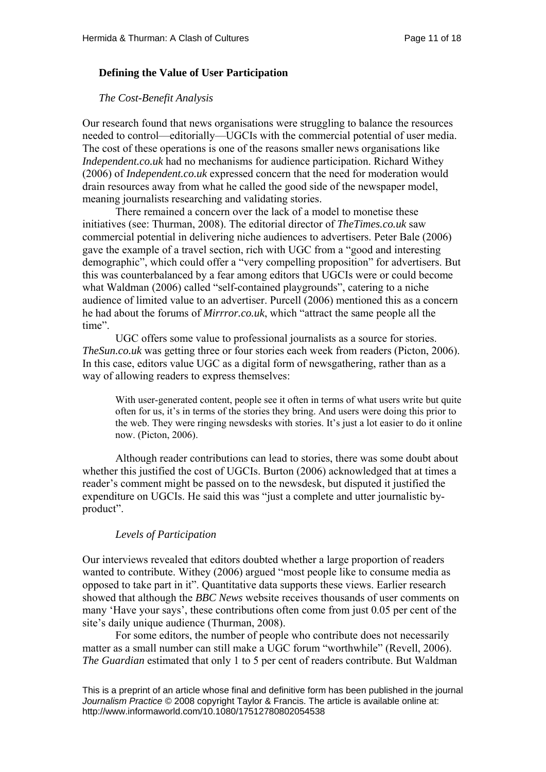### Defining the Value of User Participation

#### *The Cost-Benefit Analysis*

Our research found that news organisations were struggling to balance the resources needed to control—editorially—UGCIs with the commercial potential of user media. The cost of these operations is one of the reasons smaller news organisations like *Independent.co.uk* had no mechanisms for audience participation. Richard Withey (2006) of *Independent.co.uk* expressed concern that the need for moderation would drain resources away from what he called the good side of the newspaper model, meaning journalists researching and validating stories.

There remained a concern over the lack of a model to monetise these initiatives (see: Thurman, 2008). The editorial director of *TheTimes.co.uk* saw commercial potential in delivering niche audiences to advertisers. Peter Bale (2006) gave the example of a travel section, rich with UGC from a "good and interesting demographic", which could offer a "very compelling proposition" for advertisers. But this was counterbalanced by a fear among editors that UGCIs were or could become what Waldman (2006) called "self-contained playgrounds", catering to a niche audience of limited value to an advertiser. Purcell (2006) mentioned this as a concern he had about the forums of *Mirrror.co.uk*, which "attract the same people all the time".

UGC offers some value to professional journalists as a source for stories. *TheSun.co.uk* was getting three or four stories each week from readers (Picton, 2006). In this case, editors value UGC as a digital form of newsgathering, rather than as a way of allowing readers to express themselves:

> With user-generated content, people see it often in terms of what users write but quite often for us, it's in terms of the stories they bring. And users were doing this prior to the web. They were ringing newsdesks with stories. It's just a lot easier to do it online now. (Picton, 2006).

Although reader contributions can lead to stories, there was some doubt about whether this justified the cost of UGCIs. Burton (2006) acknowledged that at times a reader's comment might be passed on to the newsdesk, but disputed it justified the expenditure on UGCIs. He said this was "just a complete and utter journalistic by-product".

#### *Levels of Participation*

Our interviews revealed that editors doubted whether a large proportion of readers wanted to contribute. Withey (2006) argued "most people like to consume media as opposed to take part in it". Quantitative data supports these views. Earlier research showed that although the *BBC News* website receives thousands of user comments on many 'Have your says', these contributions often come from just 0.05 per cent of the site's daily unique audience (Thurman, 2008).

For some editors, the number of people who contribute does not necessarily matter as a small number can still make a UGC forum "worthwhile" (Revell, 2006). *The Guardian* estimated that only 1 to 5 per cent of readers contribute. But Waldman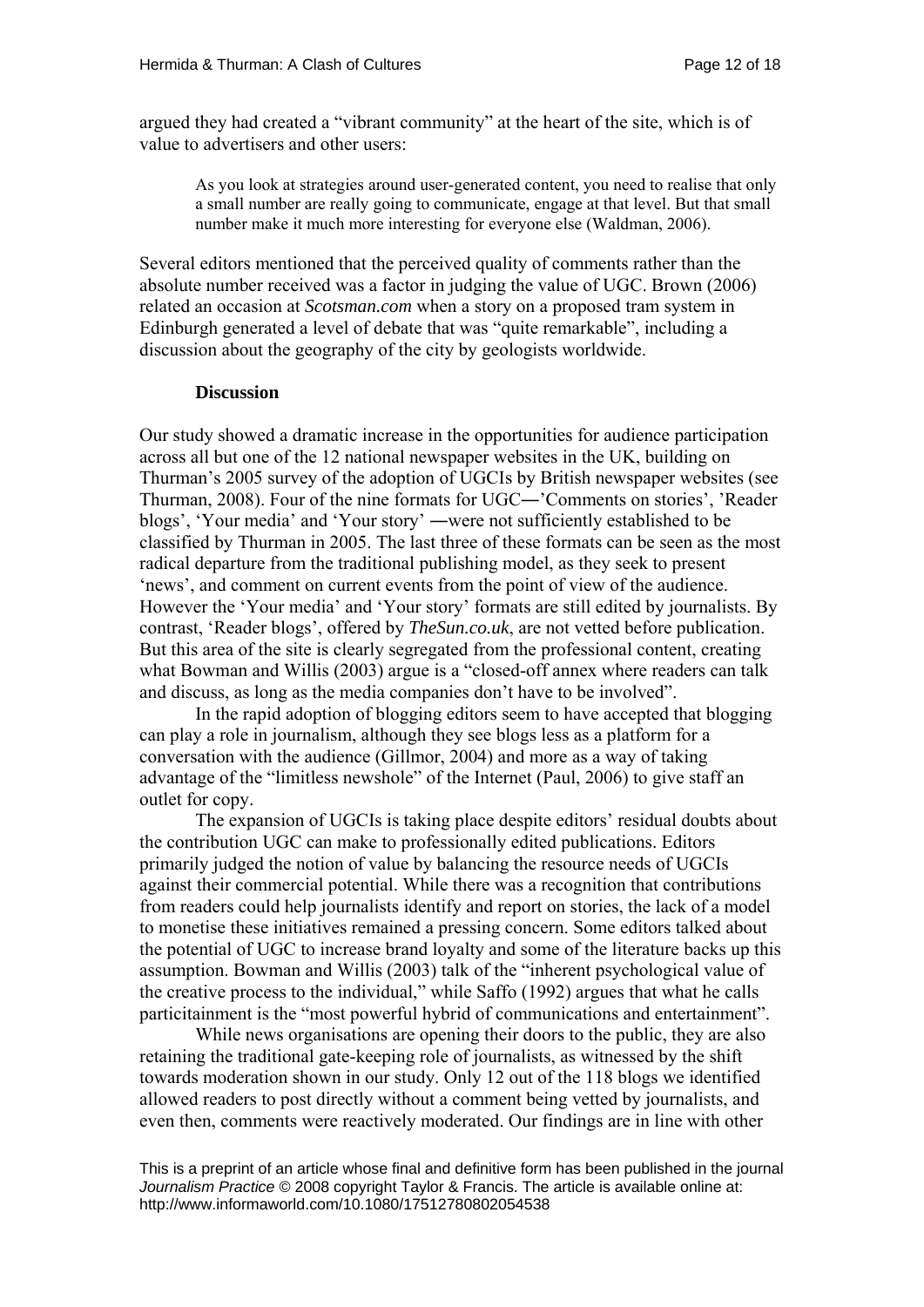argued they had created a "vibrant community" at the heart of the site, which is of value to advertisers and other users:

> As you look at strategies around user-generated content, you need to realise that only a small number are really going to communicate, engage at that level. But that small number make it much more interesting for everyone else (Waldman, 2006).

Several editors mentioned that the perceived quality of comments rather than the absolute number received was a factor in judging the value of UGC. Brown (2006) related an occasion at *Scotsman.com* when a story on a proposed tram system in Edinburgh generated a level of debate that was "quite remarkable", including a discussion about the geography of the city by geologists worldwide.

## Discussion

Our study showed a dramatic increase in the opportunities for audience participation across all but one of the 12 national newspaper websites in the UK, building on Thurman's 2005 survey of the adoption of UGCIs by British newspaper websites (see Thurman, 2008). Four of the nine formats for UGC―'Comments on stories', 'Reader blogs', 'Your media' and 'Your story' ―were not sufficiently established to be classified by Thurman in 2005. The last three of these formats can be seen as the most radical departure from the traditional publishing model, as they seek to present 'news', and comment on current events from the point of view of the audience. However the 'Your media' and 'Your story' formats are still edited by journalists. By contrast, 'Reader blogs', offered by *TheSun.co.uk*, are not vetted before publication. But this area of the site is clearly segregated from the professional content, creating what Bowman and Willis (2003) argue is a "closed-off annex where readers can talk and discuss, as long as the media companies don't have to be involved".

In the rapid adoption of blogging editors seem to have accepted that blogging can play a role in journalism, although they see blogs less as a platform for a conversation with the audience (Gillmor, 2004) and more as a way of taking advantage of the "limitless newshole" of the Internet (Paul, 2006) to give staff an outlet for copy.

The expansion of UGCIs is taking place despite editors' residual doubts about the contribution UGC can make to professionally edited publications. Editors primarily judged the notion of value by balancing the resource needs of UGCIs against their commercial potential. While there was a recognition that contributions from readers could help journalists identify and report on stories, the lack of a model to monetise these initiatives remained a pressing concern. Some editors talked about the potential of UGC to increase brand loyalty and some of the literature backs up this assumption. Bowman and Willis (2003) talk of the "inherent psychological value of the creative process to the individual," while Saffo (1992) argues that what he calls particitainment is the "most powerful hybrid of communications and entertainment".

While news organisations are opening their doors to the public, they are also retaining the traditional gate-keeping role of journalists, as witnessed by the shift towards moderation shown in our study. Only 12 out of the 118 blogs we identified allowed readers to post directly without a comment being vetted by journalists, and even then, comments were reactively moderated. Our findings are in line with other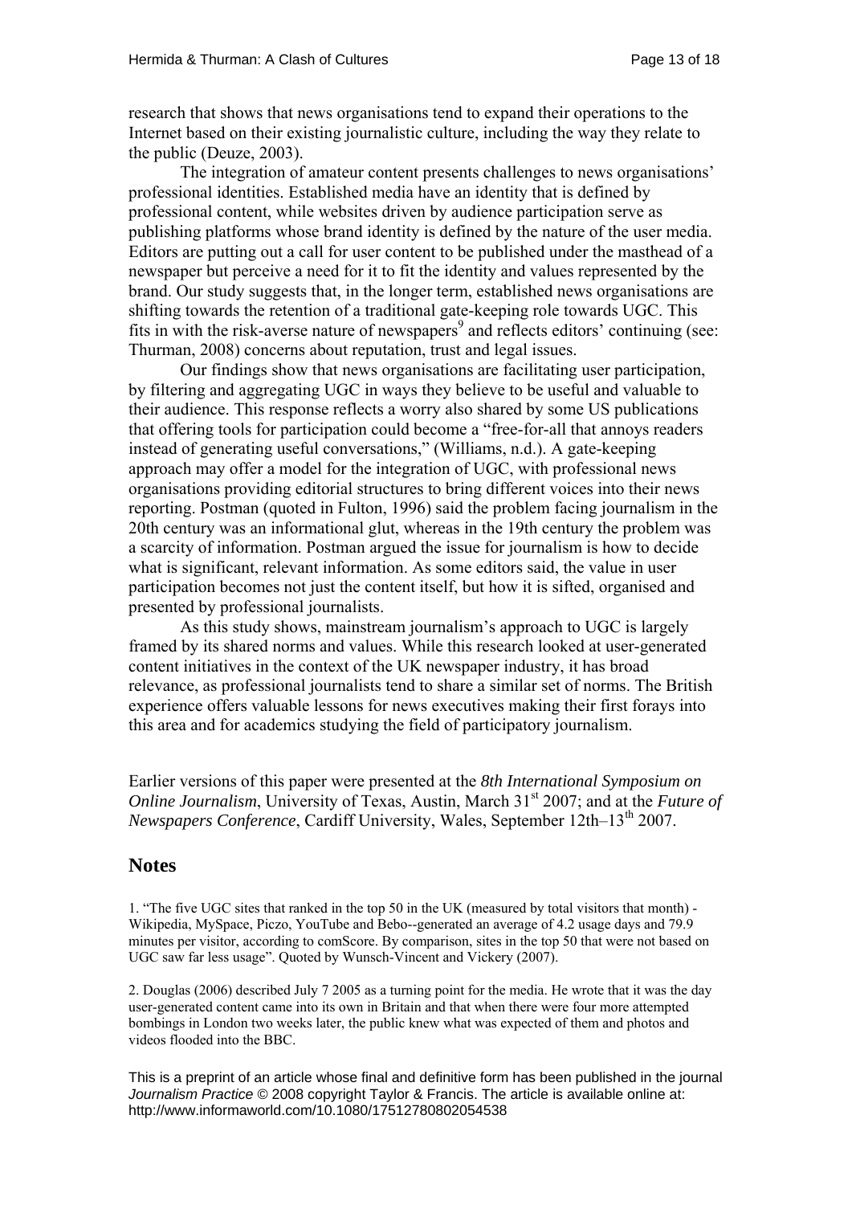research that shows that news organisations tend to expand their operations to the Internet based on their existing journalistic culture, including the way they relate to the public (Deuze, 2003).

The integration of amateur content presents challenges to news organisations' professional identities. Established media have an identity that is defined by professional content, while websites driven by audience participation serve as publishing platforms whose brand identity is defined by the nature of the user media. Editors are putting out a call for user content to be published under the masthead of a newspaper but perceive a need for it to fit the identity and values represented by the brand. Our study suggests that, in the longer term, established news organisations are shifting towards the retention of a traditional gate-keeping role towards UGC. This fits in with the risk-averse nature of newspapers[9] and reflects editors' continuing (see: Thurman, 2008) concerns about reputation, trust and legal issues.

Our findings show that news organisations are facilitating user participation, by filtering and aggregating UGC in ways they believe to be useful and valuable to their audience. This response reflects a worry also shared by some US publications that offering tools for participation could become a "free-for-all that annoys readers instead of generating useful conversations," (Williams, n.d.). A gate-keeping approach may offer a model for the integration of UGC, with professional news organisations providing editorial structures to bring different voices into their news reporting. Postman (quoted in Fulton, 1996) said the problem facing journalism in the 20th century was an informational glut, whereas in the 19th century the problem was a scarcity of information. Postman argued the issue for journalism is how to decide what is significant, relevant information. As some editors said, the value in user participation becomes not just the content itself, but how it is sifted, organised and presented by professional journalists.

As this study shows, mainstream journalism's approach to UGC is largely framed by its shared norms and values. While this research looked at user-generated content initiatives in the context of the UK newspaper industry, it has broad relevance, as professional journalists tend to share a similar set of norms. The British experience offers valuable lessons for news executives making their first forays into this area and for academics studying the field of participatory journalism.

Earlier versions of this paper were presented at the *8th International Symposium on Online Journalism*, University of Texas, Austin, March 31st 2007; and at the *Future of Newspapers Conference*, Cardiff University, Wales, September 12th–13th 2007.

## Notes

1. "The five UGC sites that ranked in the top 50 in the UK (measured by total visitors that month) - Wikipedia, MySpace, Piczo, YouTube and Bebo--generated an average of 4.2 usage days and 79.9 minutes per visitor, according to comScore. By comparison, sites in the top 50 that were not based on UGC saw far less usage". Quoted by Wunsch-Vincent and Vickery (2007).

2. Douglas (2006) described July 7 2005 as a turning point for the media. He wrote that it was the day user-generated content came into its own in Britain and that when there were four more attempted bombings in London two weeks later, the public knew what was expected of them and photos and videos flooded into the BBC.

This is a preprint of an article whose final and definitive form has been published in the journal *Journalism Practice* © 2008 copyright Taylor & Francis. The article is available online at: http://www.informaworld.com/10.1080/17512780802054538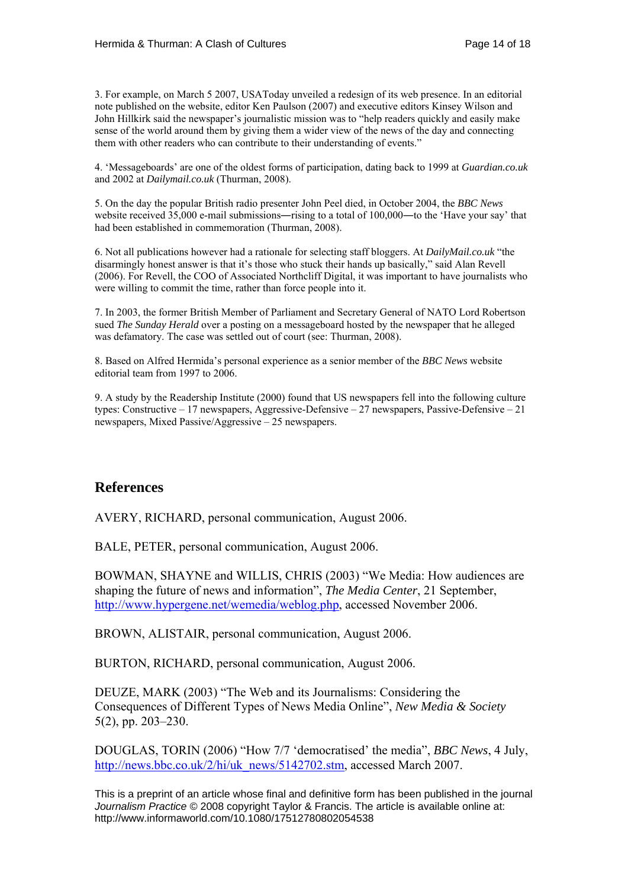3. For example, on March 5 2007, USAToday unveiled a redesign of its web presence. In an editorial note published on the website, editor Ken Paulson (2007) and executive editors Kinsey Wilson and John Hillkirk said the newspaper's journalistic mission was to "help readers quickly and easily make sense of the world around them by giving them a wider view of the news of the day and connecting them with other readers who can contribute to their understanding of events."

4. 'Messageboards' are one of the oldest forms of participation, dating back to 1999 at *Guardian.co.uk* and 2002 at *Dailymail.co.uk* (Thurman, 2008).

5. On the day the popular British radio presenter John Peel died, in October 2004, the *BBC News* website received 35,000 e-mail submissions—rising to a total of 100,000—to the 'Have your say' that had been established in commemoration (Thurman, 2008).

6. Not all publications however had a rationale for selecting staff bloggers. At *DailyMail.co.uk* "the disarmingly honest answer is that it's those who stuck their hands up basically," said Alan Revell (2006). For Revell, the COO of Associated Northcliff Digital, it was important to have journalists who were willing to commit the time, rather than force people into it.

7. In 2003, the former British Member of Parliament and Secretary General of NATO Lord Robertson sued *The Sunday Herald* over a posting on a messageboard hosted by the newspaper that he alleged was defamatory. The case was settled out of court (see: Thurman, 2008).

8. Based on Alfred Hermida's personal experience as a senior member of the *BBC News* website editorial team from 1997 to 2006.

9. A study by the Readership Institute (2000) found that US newspapers fell into the following culture types: Constructive – 17 newspapers, Aggressive-Defensive – 27 newspapers, Passive-Defensive – 21 newspapers, Mixed Passive/Aggressive – 25 newspapers.

## References

AVERY, RICHARD, personal communication, August 2006.

BALE, PETER, personal communication, August 2006.

BOWMAN, SHAYNE and WILLIS, CHRIS (2003) "We Media: How audiences are shaping the future of news and information", *The Media Center*, 21 September, http://www.hypergene.net/wemedia/weblog.php, accessed November 2006.

BROWN, ALISTAIR, personal communication, August 2006.

BURTON, RICHARD, personal communication, August 2006.

DEUZE, MARK (2003) "The Web and its Journalisms: Considering the Consequences of Different Types of News Media Online", *New Media & Society* 5(2), pp. 203–230.

DOUGLAS, TORIN (2006) "How 7/7 'democratised' the media", *BBC News*, 4 July, http://news.bbc.co.uk/2/hi/uk_news/5142702.stm, accessed March 2007.

This is a preprint of an article whose final and definitive form has been published in the journal *Journalism Practice* © 2008 copyright Taylor & Francis. The article is available online at: http://www.informaworld.com/10.1080/17512780802054538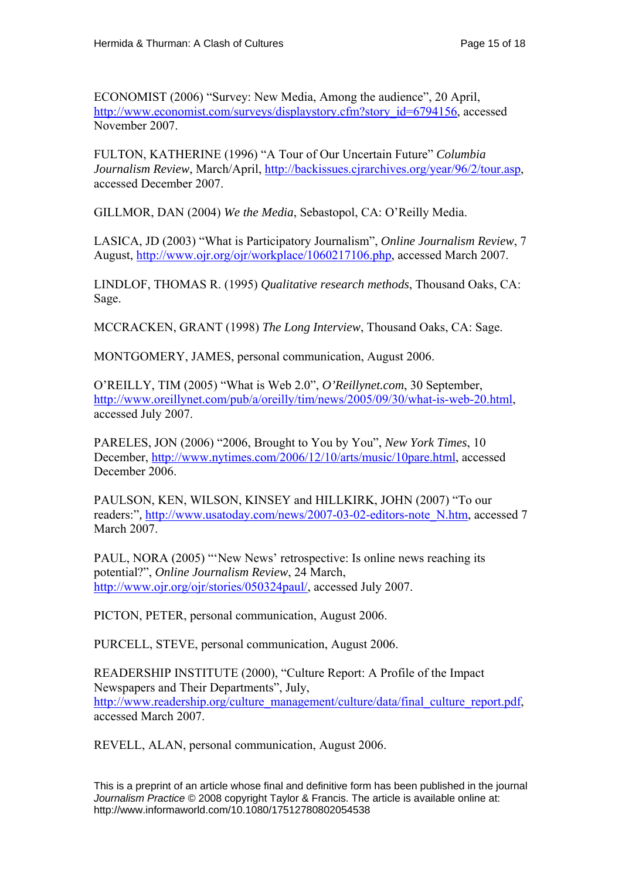ECONOMIST (2006) "Survey: New Media, Among the audience", 20 April, http://www.economist.com/surveys/displaystory.cfm?story_id=6794156, accessed November 2007.

FULTON, KATHERINE (1996) "A Tour of Our Uncertain Future" *Columbia Journalism Review*, March/April, http://backissues.cjrarchives.org/year/96/2/tour.asp, accessed December 2007.

GILLMOR, DAN (2004) *We the Media*, Sebastopol, CA: O'Reilly Media.

LASICA, JD (2003) "What is Participatory Journalism", *Online Journalism Review*, 7 August, http://www.ojr.org/ojr/workplace/1060217106.php, accessed March 2007.

LINDLOF, THOMAS R. (1995) *Qualitative research methods*, Thousand Oaks, CA: Sage.

MCCRACKEN, GRANT (1998) *The Long Interview*, Thousand Oaks, CA: Sage.

MONTGOMERY, JAMES, personal communication, August 2006.

O'REILLY, TIM (2005) "What is Web 2.0", *O'Reillynet.com*, 30 September, http://www.oreillynet.com/pub/a/oreilly/tim/news/2005/09/30/what-is-web-20.html, accessed July 2007.

PARELES, JON (2006) "2006, Brought to You by You", *New York Times*, 10 December, http://www.nytimes.com/2006/12/10/arts/music/10pare.html, accessed December 2006.

PAULSON, KEN, WILSON, KINSEY and HILLKIRK, JOHN (2007) "To our readers:", http://www.usatoday.com/news/2007-03-02-editors-note_N.htm, accessed 7 March 2007.

PAUL, NORA (2005) "'New News' retrospective: Is online news reaching its potential?", *Online Journalism Review*, 24 March, http://www.ojr.org/ojr/stories/050324paul/, accessed July 2007.

PICTON, PETER, personal communication, August 2006.

PURCELL, STEVE, personal communication, August 2006.

READERSHIP INSTITUTE (2000), "Culture Report: A Profile of the Impact Newspapers and Their Departments", July, http://www.readership.org/culture_management/culture/data/final_culture_report.pdf, accessed March 2007.

REVELL, ALAN, personal communication, August 2006.

This is a preprint of an article whose final and definitive form has been published in the journal *Journalism Practice* © 2008 copyright Taylor & Francis. The article is available online at: http://www.informaworld.com/10.1080/17512780802054538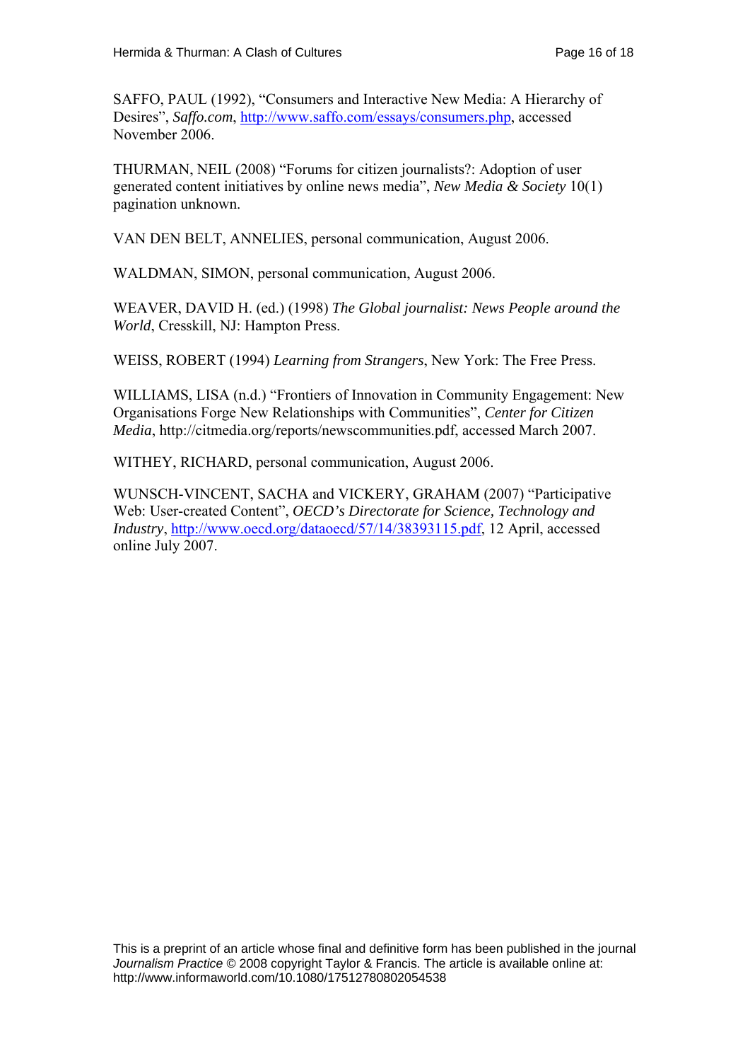SAFFO, PAUL (1992), "Consumers and Interactive New Media: A Hierarchy of Desires", *Saffo.com*, http://www.saffo.com/essays/consumers.php, accessed November 2006.

THURMAN, NEIL (2008) "Forums for citizen journalists?: Adoption of user generated content initiatives by online news media", *New Media & Society* 10(1) pagination unknown.

VAN DEN BELT, ANNELIES, personal communication, August 2006.

WALDMAN, SIMON, personal communication, August 2006.

WEAVER, DAVID H. (ed.) (1998) *The Global journalist: News People around the World*, Cresskill, NJ: Hampton Press.

WEISS, ROBERT (1994) *Learning from Strangers*, New York: The Free Press.

WILLIAMS, LISA (n.d.) "Frontiers of Innovation in Community Engagement: New Organisations Forge New Relationships with Communities", *Center for Citizen Media*, http://citmedia.org/reports/newscommunities.pdf, accessed March 2007.

WITHEY, RICHARD, personal communication, August 2006.

WUNSCH-VINCENT, SACHA and VICKERY, GRAHAM (2007) "Participative Web: User-created Content", *OECD's Directorate for Science, Technology and Industry*, http://www.oecd.org/dataoecd/57/14/38393115.pdf, 12 April, accessed online July 2007.

This is a preprint of an article whose final and definitive form has been published in the journal *Journalism Practice* © 2008 copyright Taylor & Francis. The article is available online at: http://www.informaworld.com/10.1080/17512780802054538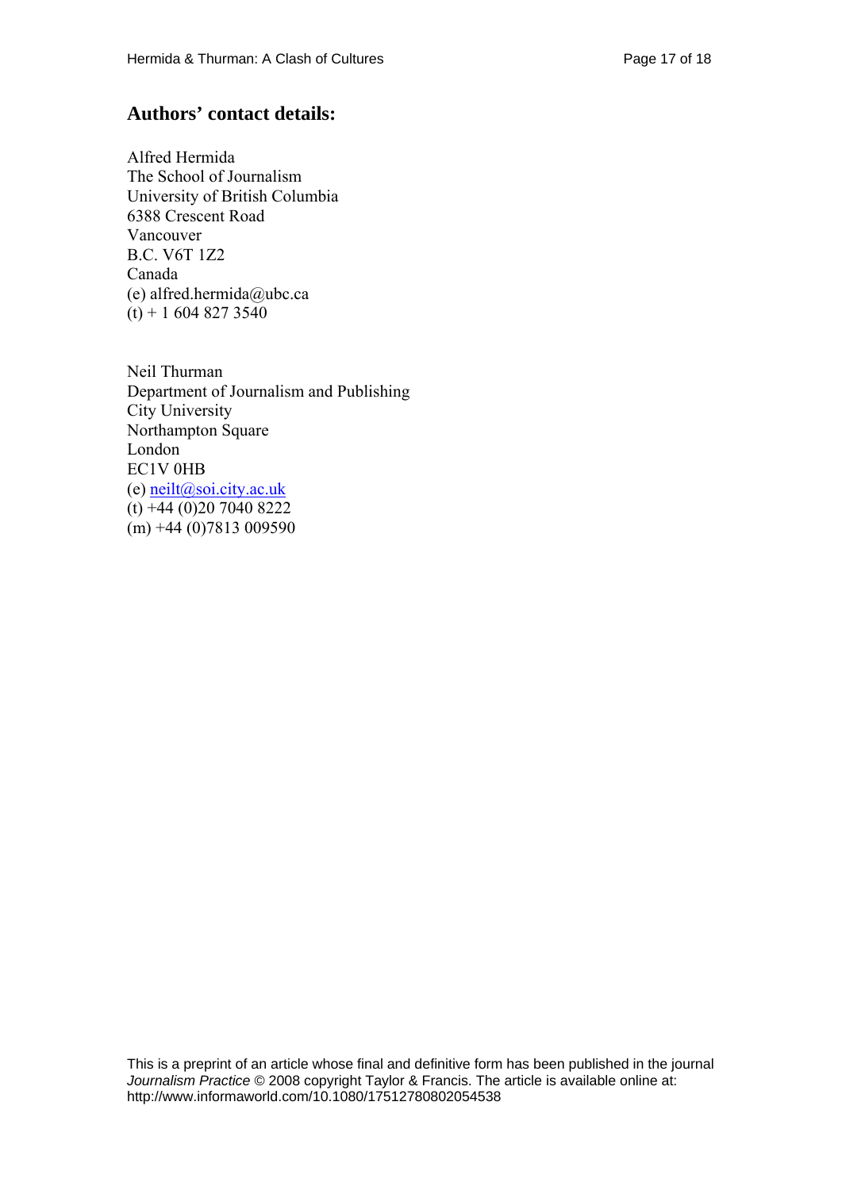## Authors' contact details:

Alfred Hermida  
The School of Journalism  
University of British Columbia  
6388 Crescent Road  
Vancouver  
B.C. V6T 1Z2  
Canada  
(e) alfred.hermida@ubc.ca  
(t) + 1 604 827 3540

Neil Thurman  
Department of Journalism and Publishing  
City University  
Northampton Square  
London  
EC1V 0HB  
(e) neilt@soi.city.ac.uk  
(t) +44 (0)20 7040 8222  
(m) +44 (0)7813 009590

This is a preprint of an article whose final and definitive form has been published in the journal *Journalism Practice* © 2008 copyright Taylor & Francis. The article is available online at: http://www.informaworld.com/10.1080/17512780802054538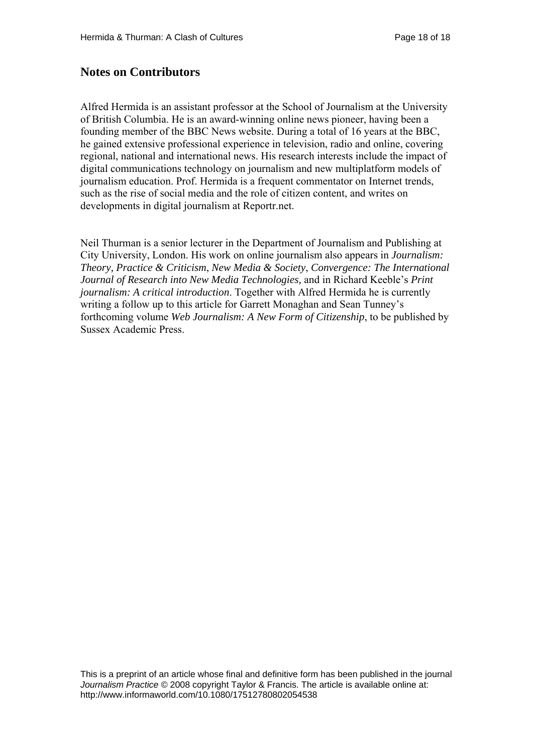## Notes on Contributors

Alfred Hermida is an assistant professor at the School of Journalism at the University of British Columbia. He is an award-winning online news pioneer, having been a founding member of the BBC News website. During a total of 16 years at the BBC, he gained extensive professional experience in television, radio and online, covering regional, national and international news. His research interests include the impact of digital communications technology on journalism and new multiplatform models of journalism education. Prof. Hermida is a frequent commentator on Internet trends, such as the rise of social media and the role of citizen content, and writes on developments in digital journalism at Reportr.net.

Neil Thurman is a senior lecturer in the Department of Journalism and Publishing at City University, London. His work on online journalism also appears in *Journalism: Theory, Practice & Criticism*, *New Media & Society*, *Convergence: The International Journal of Research into New Media Technologies,* and in Richard Keeble's *Print journalism: A critical introduction*. Together with Alfred Hermida he is currently writing a follow up to this article for Garrett Monaghan and Sean Tunney's forthcoming volume *Web Journalism: A New Form of Citizenship*, to be published by Sussex Academic Press.

This is a preprint of an article whose final and definitive form has been published in the journal *Journalism Practice* © 2008 copyright Taylor & Francis. The article is available online at: http://www.informaworld.com/10.1080/17512780802054538